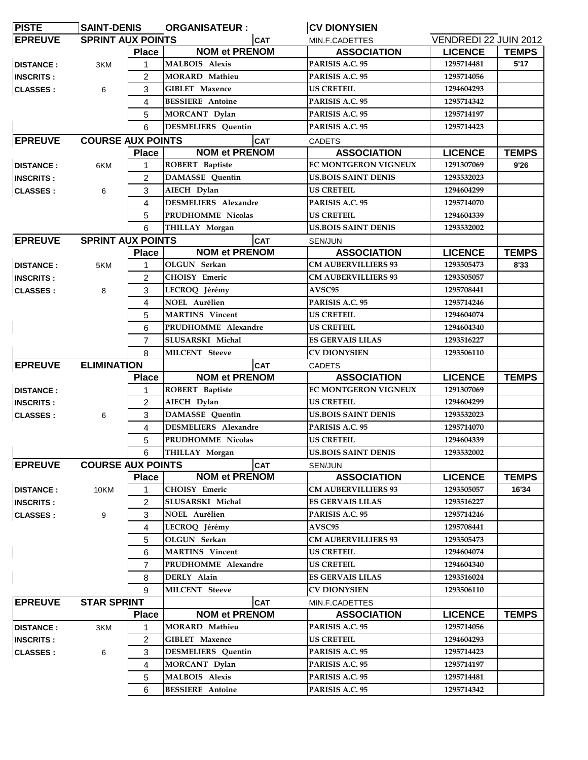| PISTE | SAINT-DENIS | ORGANISATEUR : | | CV DIONYSIEN | | |
|---|---|---|---|---|---|---|
| EPREUVE | SPRINT AUX POINTS | | CAT | MIN.F.CADETTES | VENDREDI 22 JUIN 2012 | |

| | | Place | NOM et PRENOM | ASSOCIATION | LICENCE | TEMPS |
|---|---|---|---|---|---|---|
| DISTANCE : | 3KM | 1 | MALBOIS Alexis | PARISIS A.C. 95 | 1295714481 | 5'17 |
| INSCRITS : | | 2 | MORARD Mathieu | PARISIS A.C. 95 | 1295714056 | |
| CLASSES : | 6 | 3 | GIBLET Maxence | US CRETEIL | 1294604293 | |
| | | 4 | BESSIERE Antoine | PARISIS A.C. 95 | 1295714342 | |
| | | 5 | MORCANT Dylan | PARISIS A.C. 95 | 1295714197 | |
| | | 6 | DESMELIERS Quentin | PARISIS A.C. 95 | 1295714423 | |

| EPREUVE | COURSE AUX POINTS | CAT | CADETS | | | |
|---|---|---|---|---|---|---|
| | | Place | NOM et PRENOM | ASSOCIATION | LICENCE | TEMPS |
| DISTANCE : | 6KM | 1 | ROBERT Baptiste | EC MONTGERON VIGNEUX | 1291307069 | 9'26 |
| INSCRITS : | | 2 | DAMASSE Quentin | US.BOIS SAINT DENIS | 1293532023 | |
| CLASSES : | 6 | 3 | AIECH Dylan | US CRETEIL | 1294604299 | |
| | | 4 | DESMELIERS Alexandre | PARISIS A.C. 95 | 1295714070 | |
| | | 5 | PRUDHOMME Nicolas | US CRETEIL | 1294604339 | |
| | | 6 | THILLAY Morgan | US.BOIS SAINT DENIS | 1293532002 | |

| EPREUVE | SPRINT AUX POINTS | CAT | SEN/JUN | | | |
|---|---|---|---|---|---|---|
| | | Place | NOM et PRENOM | ASSOCIATION | LICENCE | TEMPS |
| DISTANCE : | 5KM | 1 | OLGUN Serkan | CM AUBERVILLIERS 93 | 1293505473 | 8'33 |
| INSCRITS : | | 2 | CHOISY Emeric | CM AUBERVILLIERS 93 | 1293505057 | |
| CLASSES : | 8 | 3 | LECROQ Jérémy | AVSC95 | 1295708441 | |
| | | 4 | NOEL Aurélien | PARISIS A.C. 95 | 1295714246 | |
| | | 5 | MARTINS Vincent | US CRETEIL | 1294604074 | |
| | | 6 | PRUDHOMME Alexandre | US CRETEIL | 1294604340 | |
| | | 7 | SLUSARSKI Michal | ES GERVAIS LILAS | 1293516227 | |
| | | 8 | MILCENT Steeve | CV DIONYSIEN | 1293506110 | |

| EPREUVE | ELIMINATION | CAT | CADETS | | | |
|---|---|---|---|---|---|---|
| | | Place | NOM et PRENOM | ASSOCIATION | LICENCE | TEMPS |
| DISTANCE : | | 1 | ROBERT Baptiste | EC MONTGERON VIGNEUX | 1291307069 | |
| INSCRITS : | | 2 | AIECH Dylan | US CRETEIL | 1294604299 | |
| CLASSES : | 6 | 3 | DAMASSE Quentin | US.BOIS SAINT DENIS | 1293532023 | |
| | | 4 | DESMELIERS Alexandre | PARISIS A.C. 95 | 1295714070 | |
| | | 5 | PRUDHOMME Nicolas | US CRETEIL | 1294604339 | |
| | | 6 | THILLAY Morgan | US.BOIS SAINT DENIS | 1293532002 | |

| EPREUVE | COURSE AUX POINTS | CAT | SEN/JUN | | | |
|---|---|---|---|---|---|---|
| | | Place | NOM et PRENOM | ASSOCIATION | LICENCE | TEMPS |
| DISTANCE : | 10KM | 1 | CHOISY Emeric | CM AUBERVILLIERS 93 | 1293505057 | 16'34 |
| INSCRITS : | | 2 | SLUSARSKI Michal | ES GERVAIS LILAS | 1293516227 | |
| CLASSES : | 9 | 3 | NOEL Aurélien | PARISIS A.C. 95 | 1295714246 | |
| | | 4 | LECROQ Jérémy | AVSC95 | 1295708441 | |
| | | 5 | OLGUN Serkan | CM AUBERVILLIERS 93 | 1293505473 | |
| | | 6 | MARTINS Vincent | US CRETEIL | 1294604074 | |
| | | 7 | PRUDHOMME Alexandre | US CRETEIL | 1294604340 | |
| | | 8 | DERLY Alain | ES GERVAIS LILAS | 1293516024 | |
| | | 9 | MILCENT Steeve | CV DIONYSIEN | 1293506110 | |

| EPREUVE | STAR SPRINT | CAT | MIN.F.CADETTES | | | |
|---|---|---|---|---|---|---|
| | | Place | NOM et PRENOM | ASSOCIATION | LICENCE | TEMPS |
| DISTANCE : | 3KM | 1 | MORARD Mathieu | PARISIS A.C. 95 | 1295714056 | |
| INSCRITS : | | 2 | GIBLET Maxence | US CRETEIL | 1294604293 | |
| CLASSES : | 6 | 3 | DESMELIERS Quentin | PARISIS A.C. 95 | 1295714423 | |
| | | 4 | MORCANT Dylan | PARISIS A.C. 95 | 1295714197 | |
| | | 5 | MALBOIS Alexis | PARISIS A.C. 95 | 1295714481 | |
| | | 6 | BESSIERE Antoine | PARISIS A.C. 95 | 1295714342 | |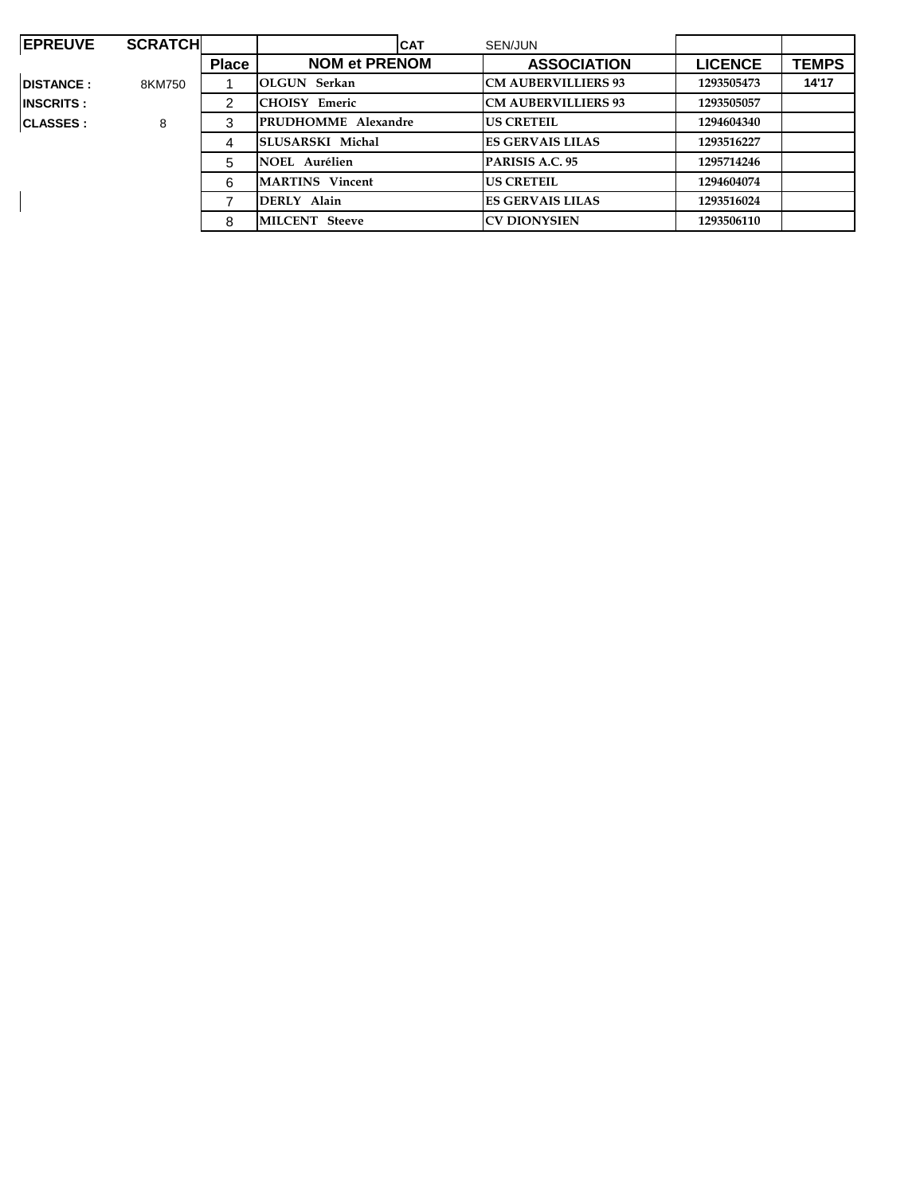| | | | | | | |
|---|---|---|---|---|---|---|
| **EPREUVE** | **SCRATCH** | | | **CAT** SEN/JUN | | |
| | | **Place** | **NOM et PRENOM** | **ASSOCIATION** | **LICENCE** | **TEMPS** |
| **DISTANCE :** | 8KM750 | 1 | **OLGUN Serkan** | **CM AUBERVILLIERS 93** | **1293505473** | **14'17** |
| **INSCRITS :** | | 2 | **CHOISY Emeric** | **CM AUBERVILLIERS 93** | **1293505057** | |
| **CLASSES :** | 8 | 3 | **PRUDHOMME Alexandre** | **US CRETEIL** | **1294604340** | |
| | | 4 | **SLUSARSKI Michal** | **ES GERVAIS LILAS** | **1293516227** | |
| | | 5 | **NOEL Aurélien** | **PARISIS A.C. 95** | **1295714246** | |
| | | 6 | **MARTINS Vincent** | **US CRETEIL** | **1294604074** | |
| | | 7 | **DERLY Alain** | **ES GERVAIS LILAS** | **1293516024** | |
| | | 8 | **MILCENT Steeve** | **CV DIONYSIEN** | **1293506110** | |